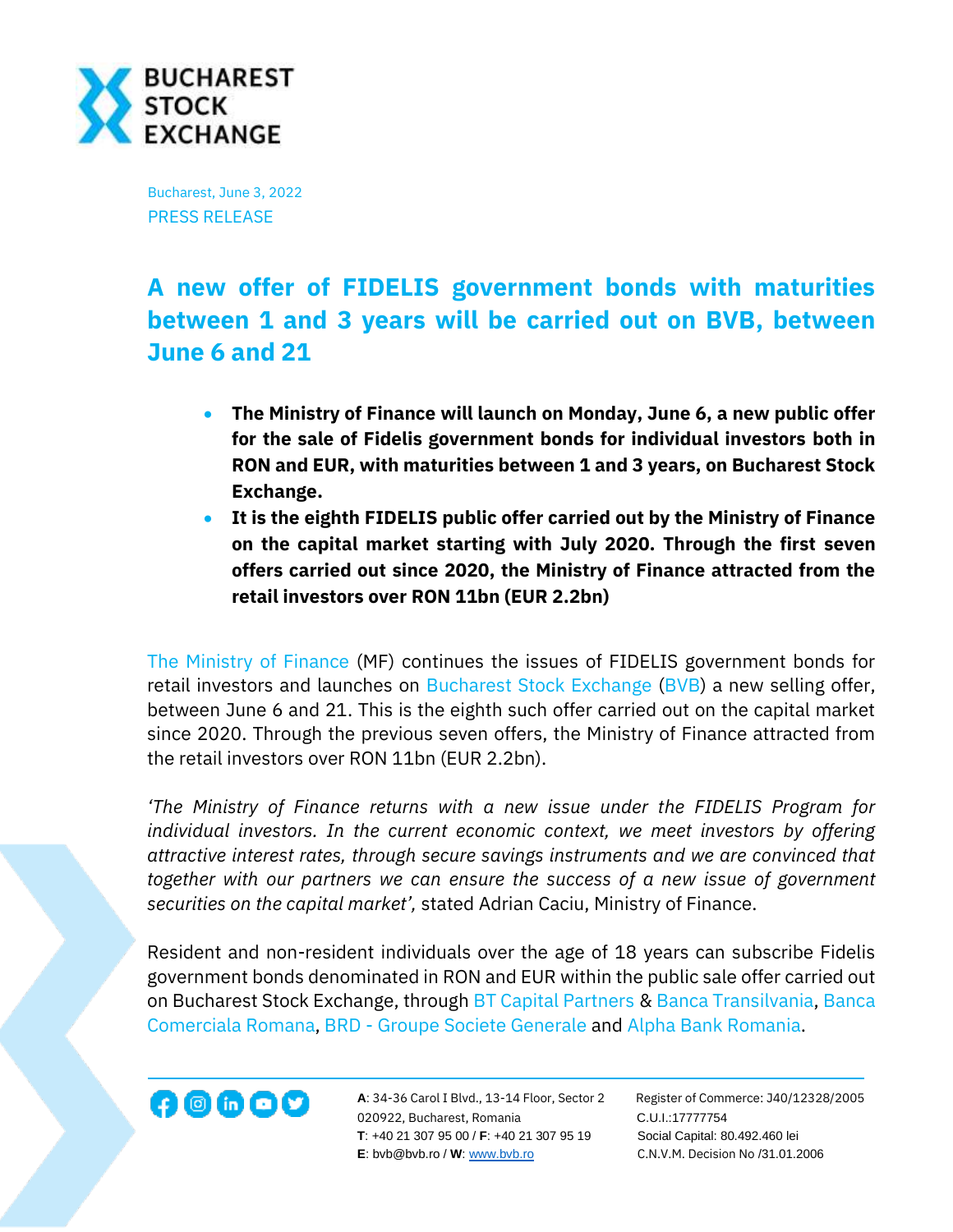Bucharest, June 3, 2022
PRESS RELEASE

# A new offer of FIDELIS government bonds with maturities between 1 and 3 years will be carried out on BVB, between June 6 and 21

- **The Ministry of Finance will launch on Monday, June 6, a new public offer for the sale of Fidelis government bonds for individual investors both in RON and EUR, with maturities between 1 and 3 years, on Bucharest Stock Exchange.**
- **It is the eighth FIDELIS public offer carried out by the Ministry of Finance on the capital market starting with July 2020. Through the first seven offers carried out since 2020, the Ministry of Finance attracted from the retail investors over RON 11bn (EUR 2.2bn)**

The Ministry of Finance (MF) continues the issues of FIDELIS government bonds for retail investors and launches on Bucharest Stock Exchange (BVB) a new selling offer, between June 6 and 21. This is the eighth such offer carried out on the capital market since 2020. Through the previous seven offers, the Ministry of Finance attracted from the retail investors over RON 11bn (EUR 2.2bn).

*'The Ministry of Finance returns with a new issue under the FIDELIS Program for individual investors. In the current economic context, we meet investors by offering attractive interest rates, through secure savings instruments and we are convinced that together with our partners we can ensure the success of a new issue of government securities on the capital market',* stated Adrian Caciu, Ministry of Finance.

Resident and non-resident individuals over the age of 18 years can subscribe Fidelis government bonds denominated in RON and EUR within the public sale offer carried out on Bucharest Stock Exchange, through BT Capital Partners & Banca Transilvania, Banca Comerciala Romana, BRD - Groupe Societe Generale and Alpha Bank Romania.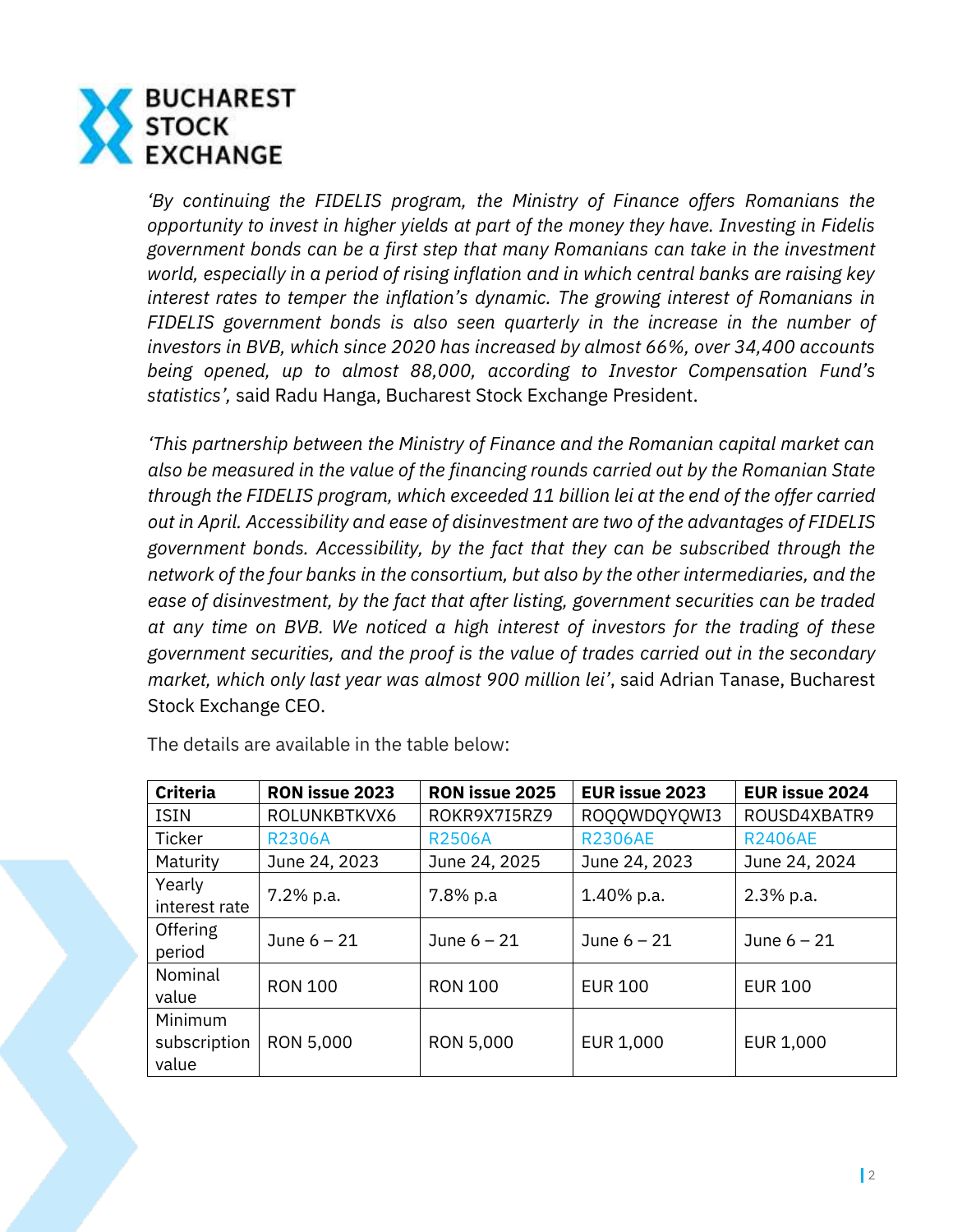*'By continuing the FIDELIS program, the Ministry of Finance offers Romanians the opportunity to invest in higher yields at part of the money they have. Investing in Fidelis government bonds can be a first step that many Romanians can take in the investment world, especially in a period of rising inflation and in which central banks are raising key interest rates to temper the inflation's dynamic. The growing interest of Romanians in FIDELIS government bonds is also seen quarterly in the increase in the number of investors in BVB, which since 2020 has increased by almost 66%, over 34,400 accounts being opened, up to almost 88,000, according to Investor Compensation Fund's statistics'*, said Radu Hanga, Bucharest Stock Exchange President.

*'This partnership between the Ministry of Finance and the Romanian capital market can also be measured in the value of the financing rounds carried out by the Romanian State through the FIDELIS program, which exceeded 11 billion lei at the end of the offer carried out in April. Accessibility and ease of disinvestment are two of the advantages of FIDELIS government bonds. Accessibility, by the fact that they can be subscribed through the network of the four banks in the consortium, but also by the other intermediaries, and the ease of disinvestment, by the fact that after listing, government securities can be traded at any time on BVB. We noticed a high interest of investors for the trading of these government securities, and the proof is the value of trades carried out in the secondary market, which only last year was almost 900 million lei'*, said Adrian Tanase, Bucharest Stock Exchange CEO.

The details are available in the table below:

| **Criteria** | **RON issue 2023** | **RON issue 2025** | **EUR issue 2023** | **EUR issue 2024** |
|---|---|---|---|---|
| ISIN | ROLUNKBTKVX6 | ROKR9X7I5RZ9 | ROQQWDQYQWI3 | ROUSD4XBATR9 |
| Ticker | R2306A | R2506A | R2306AE | R2406AE |
| Maturity | June 24, 2023 | June 24, 2025 | June 24, 2023 | June 24, 2024 |
| Yearly interest rate | 7.2% p.a. | 7.8% p.a | 1.40% p.a. | 2.3% p.a. |
| Offering period | June 6 – 21 | June 6 – 21 | June 6 – 21 | June 6 – 21 |
| Nominal value | RON 100 | RON 100 | EUR 100 | EUR 100 |
| Minimum subscription value | RON 5,000 | RON 5,000 | EUR 1,000 | EUR 1,000 |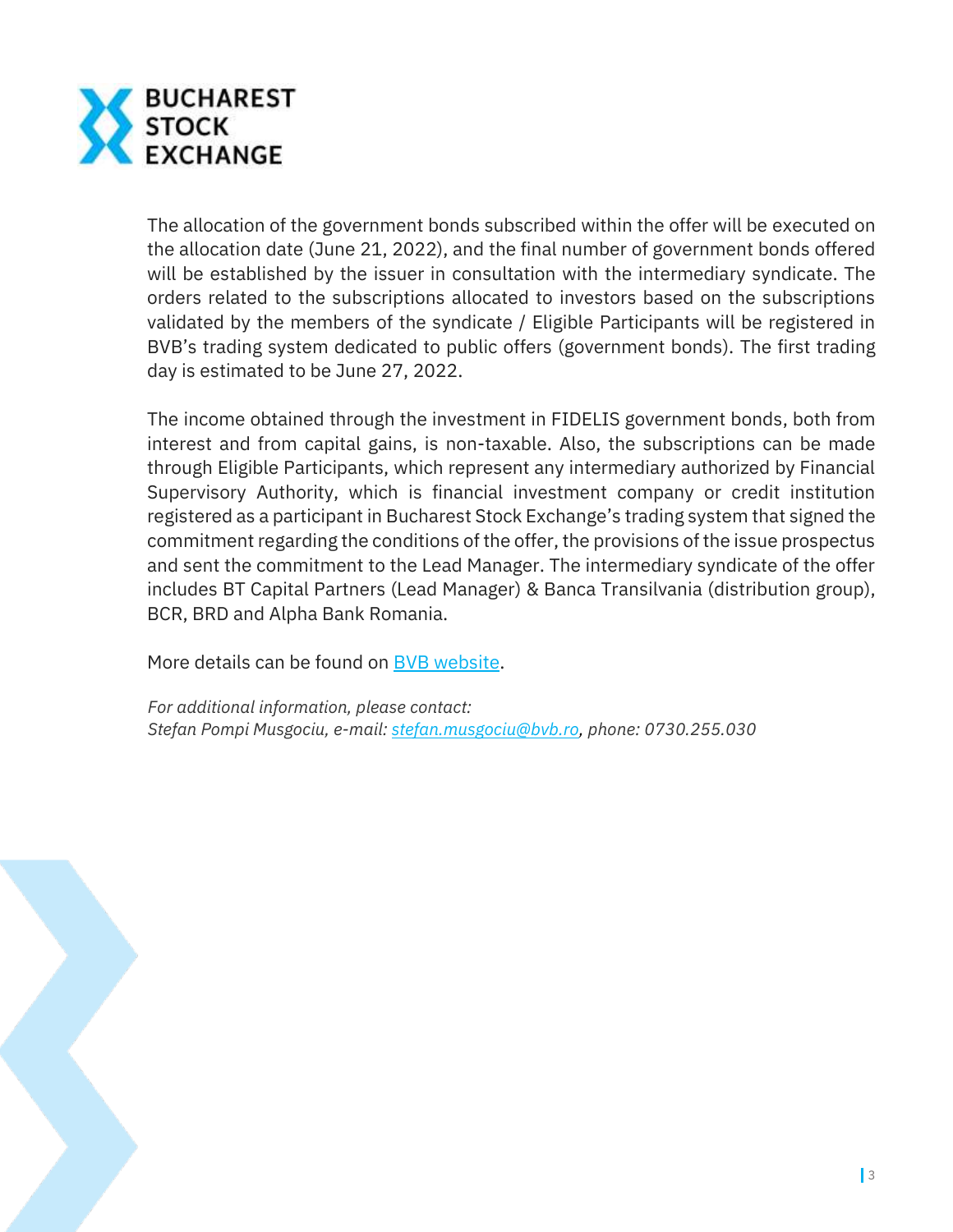The allocation of the government bonds subscribed within the offer will be executed on the allocation date (June 21, 2022), and the final number of government bonds offered will be established by the issuer in consultation with the intermediary syndicate. The orders related to the subscriptions allocated to investors based on the subscriptions validated by the members of the syndicate / Eligible Participants will be registered in BVB's trading system dedicated to public offers (government bonds). The first trading day is estimated to be June 27, 2022.

The income obtained through the investment in FIDELIS government bonds, both from interest and from capital gains, is non-taxable. Also, the subscriptions can be made through Eligible Participants, which represent any intermediary authorized by Financial Supervisory Authority, which is financial investment company or credit institution registered as a participant in Bucharest Stock Exchange's trading system that signed the commitment regarding the conditions of the offer, the provisions of the issue prospectus and sent the commitment to the Lead Manager. The intermediary syndicate of the offer includes BT Capital Partners (Lead Manager) & Banca Transilvania (distribution group), BCR, BRD and Alpha Bank Romania.

More details can be found on BVB website.

*For additional information, please contact:*
*Stefan Pompi Musgociu, e-mail: stefan.musgociu@bvb.ro, phone: 0730.255.030*